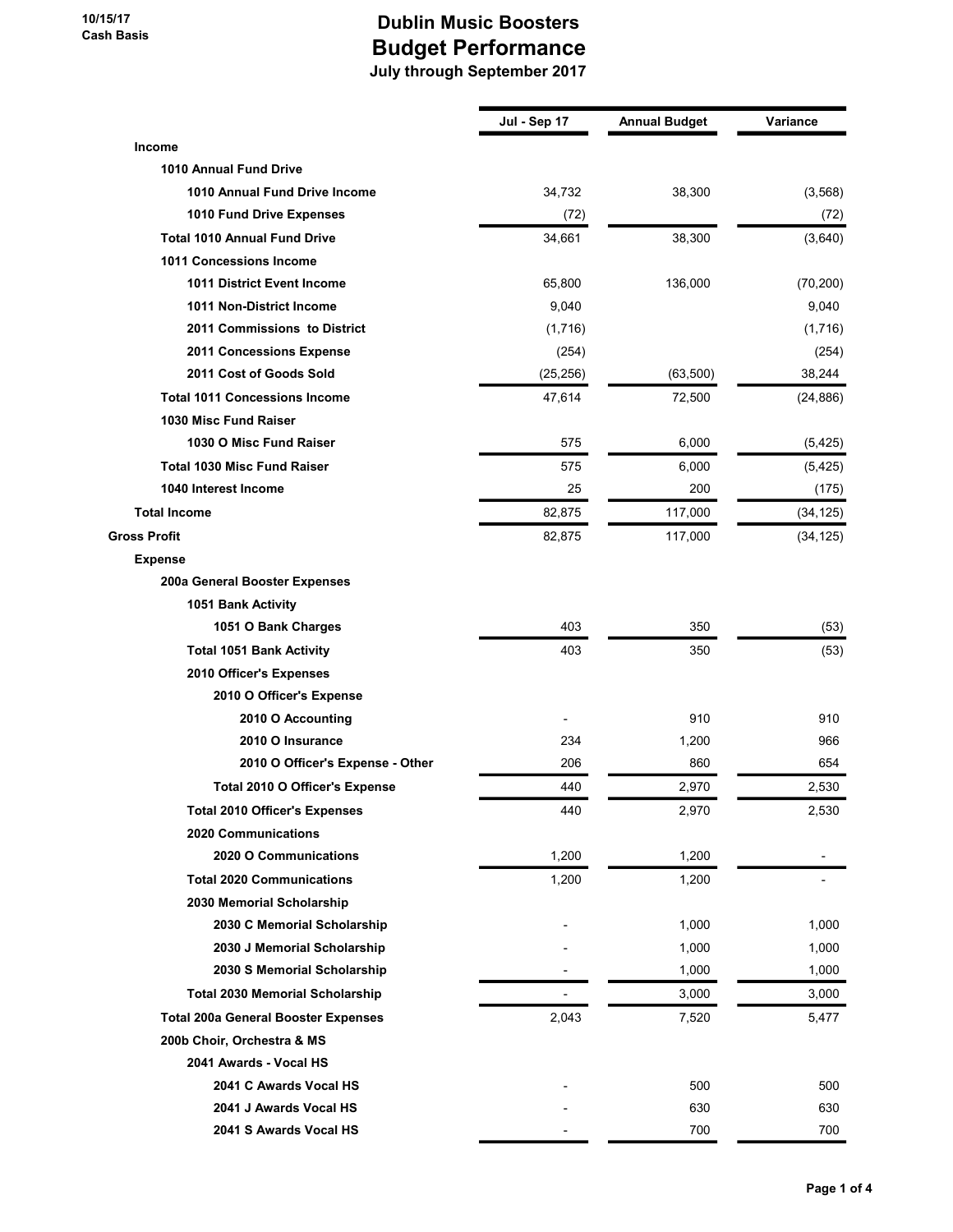10/15/17
Cash Basis

# Dublin Music Boosters
## Budget Performance
### July through September 2017

| | Jul - Sep 17 | Annual Budget | Variance |
|---|---|---|---|
| **Income** | | | |
| **1010 Annual Fund Drive** | | | |
| **1010 Annual Fund Drive Income** | 34,732 | 38,300 | (3,568) |
| **1010 Fund Drive Expenses** | (72) | | (72) |
| **Total 1010 Annual Fund Drive** | 34,661 | 38,300 | (3,640) |
| **1011 Concessions Income** | | | |
| **1011 District Event Income** | 65,800 | 136,000 | (70,200) |
| **1011 Non-District Income** | 9,040 | | 9,040 |
| **2011 Commissions to District** | (1,716) | | (1,716) |
| **2011 Concessions Expense** | (254) | | (254) |
| **2011 Cost of Goods Sold** | (25,256) | (63,500) | 38,244 |
| **Total 1011 Concessions Income** | 47,614 | 72,500 | (24,886) |
| **1030 Misc Fund Raiser** | | | |
| **1030 O Misc Fund Raiser** | 575 | 6,000 | (5,425) |
| **Total 1030 Misc Fund Raiser** | 575 | 6,000 | (5,425) |
| **1040 Interest Income** | 25 | 200 | (175) |
| **Total Income** | 82,875 | 117,000 | (34,125) |
| **Gross Profit** | 82,875 | 117,000 | (34,125) |
| **Expense** | | | |
| **200a General Booster Expenses** | | | |
| **1051 Bank Activity** | | | |
| **1051 O Bank Charges** | 403 | 350 | (53) |
| **Total 1051 Bank Activity** | 403 | 350 | (53) |
| **2010 Officer's Expenses** | | | |
| **2010 O Officer's Expense** | | | |
| **2010 O Accounting** | - | 910 | 910 |
| **2010 O Insurance** | 234 | 1,200 | 966 |
| **2010 O Officer's Expense - Other** | 206 | 860 | 654 |
| **Total 2010 O Officer's Expense** | 440 | 2,970 | 2,530 |
| **Total 2010 Officer's Expenses** | 440 | 2,970 | 2,530 |
| **2020 Communications** | | | |
| **2020 O Communications** | 1,200 | 1,200 | - |
| **Total 2020 Communications** | 1,200 | 1,200 | - |
| **2030 Memorial Scholarship** | | | |
| **2030 C Memorial Scholarship** | - | 1,000 | 1,000 |
| **2030 J Memorial Scholarship** | - | 1,000 | 1,000 |
| **2030 S Memorial Scholarship** | - | 1,000 | 1,000 |
| **Total 2030 Memorial Scholarship** | - | 3,000 | 3,000 |
| **Total 200a General Booster Expenses** | 2,043 | 7,520 | 5,477 |
| **200b Choir, Orchestra & MS** | | | |
| **2041 Awards - Vocal HS** | | | |
| **2041 C Awards Vocal HS** | - | 500 | 500 |
| **2041 J Awards Vocal HS** | - | 630 | 630 |
| **2041 S Awards Vocal HS** | - | 700 | 700 |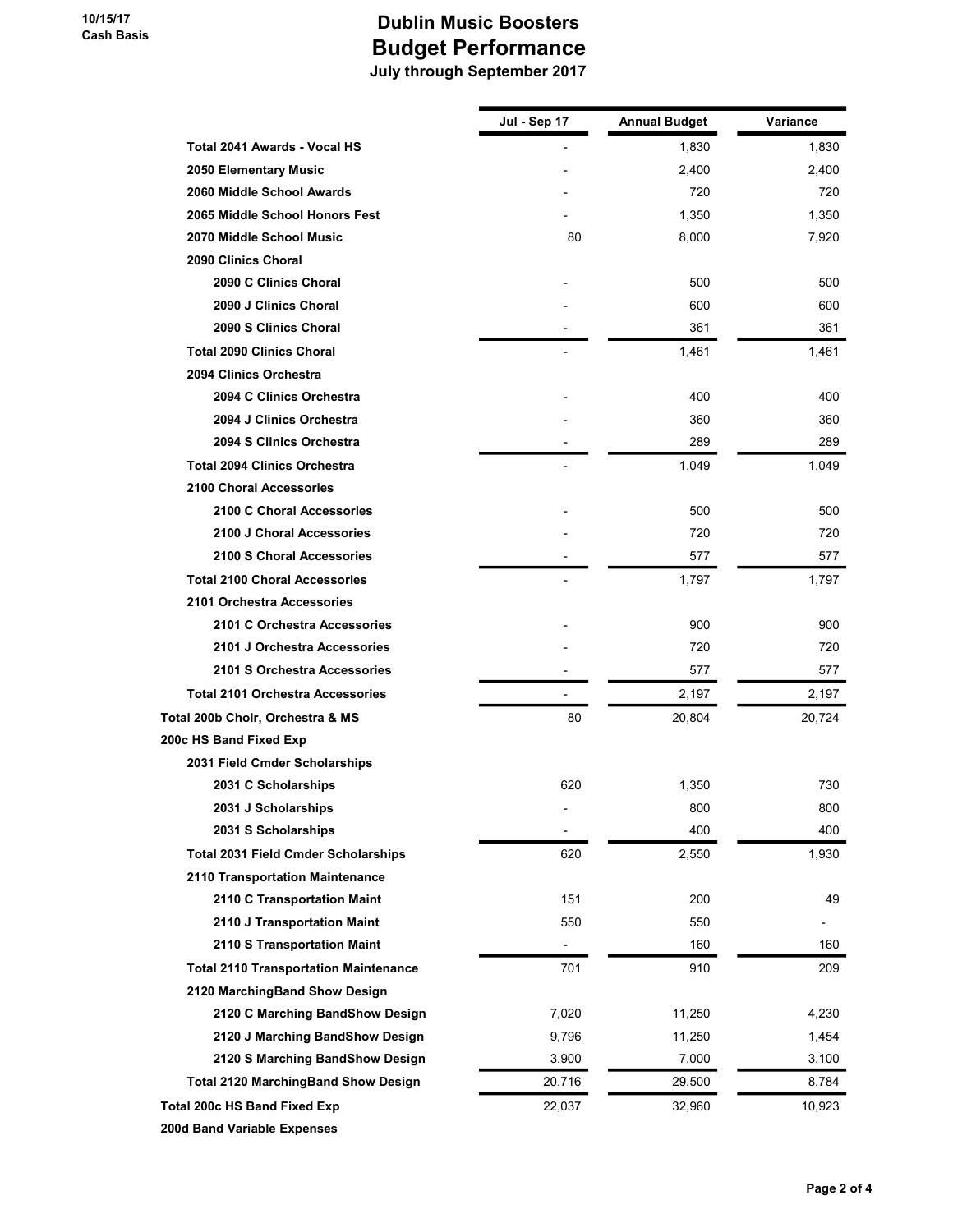# Dublin Music Boosters
## Budget Performance
### July through September 2017

10/15/17
Cash Basis

| | Jul - Sep 17 | Annual Budget | Variance |
|---|---|---|---|
| Total 2041 Awards - Vocal HS | - | 1,830 | 1,830 |
| 2050 Elementary Music | - | 2,400 | 2,400 |
| 2060 Middle School Awards | - | 720 | 720 |
| 2065 Middle School Honors Fest | - | 1,350 | 1,350 |
| 2070 Middle School Music | 80 | 8,000 | 7,920 |
| 2090 Clinics Choral | | | |
| 2090 C Clinics Choral | - | 500 | 500 |
| 2090 J Clinics Choral | - | 600 | 600 |
| 2090 S Clinics Choral | - | 361 | 361 |
| Total 2090 Clinics Choral | - | 1,461 | 1,461 |
| 2094 Clinics Orchestra | | | |
| 2094 C Clinics Orchestra | - | 400 | 400 |
| 2094 J Clinics Orchestra | - | 360 | 360 |
| 2094 S Clinics Orchestra | - | 289 | 289 |
| Total 2094 Clinics Orchestra | - | 1,049 | 1,049 |
| 2100 Choral Accessories | | | |
| 2100 C Choral Accessories | - | 500 | 500 |
| 2100 J Choral Accessories | - | 720 | 720 |
| 2100 S Choral Accessories | - | 577 | 577 |
| Total 2100 Choral Accessories | - | 1,797 | 1,797 |
| 2101 Orchestra Accessories | | | |
| 2101 C Orchestra Accessories | - | 900 | 900 |
| 2101 J Orchestra Accessories | - | 720 | 720 |
| 2101 S Orchestra Accessories | - | 577 | 577 |
| Total 2101 Orchestra Accessories | - | 2,197 | 2,197 |
| Total 200b Choir, Orchestra & MS | 80 | 20,804 | 20,724 |
| 200c HS Band Fixed Exp | | | |
| 2031 Field Cmder Scholarships | | | |
| 2031 C Scholarships | 620 | 1,350 | 730 |
| 2031 J Scholarships | - | 800 | 800 |
| 2031 S Scholarships | - | 400 | 400 |
| Total 2031 Field Cmder Scholarships | 620 | 2,550 | 1,930 |
| 2110 Transportation Maintenance | | | |
| 2110 C Transportation Maint | 151 | 200 | 49 |
| 2110 J Transportation Maint | 550 | 550 | - |
| 2110 S Transportation Maint | - | 160 | 160 |
| Total 2110 Transportation Maintenance | 701 | 910 | 209 |
| 2120 MarchingBand Show Design | | | |
| 2120 C Marching BandShow Design | 7,020 | 11,250 | 4,230 |
| 2120 J Marching BandShow Design | 9,796 | 11,250 | 1,454 |
| 2120 S Marching BandShow Design | 3,900 | 7,000 | 3,100 |
| Total 2120 MarchingBand Show Design | 20,716 | 29,500 | 8,784 |
| Total 200c HS Band Fixed Exp | 22,037 | 32,960 | 10,923 |
| 200d Band Variable Expenses | | | |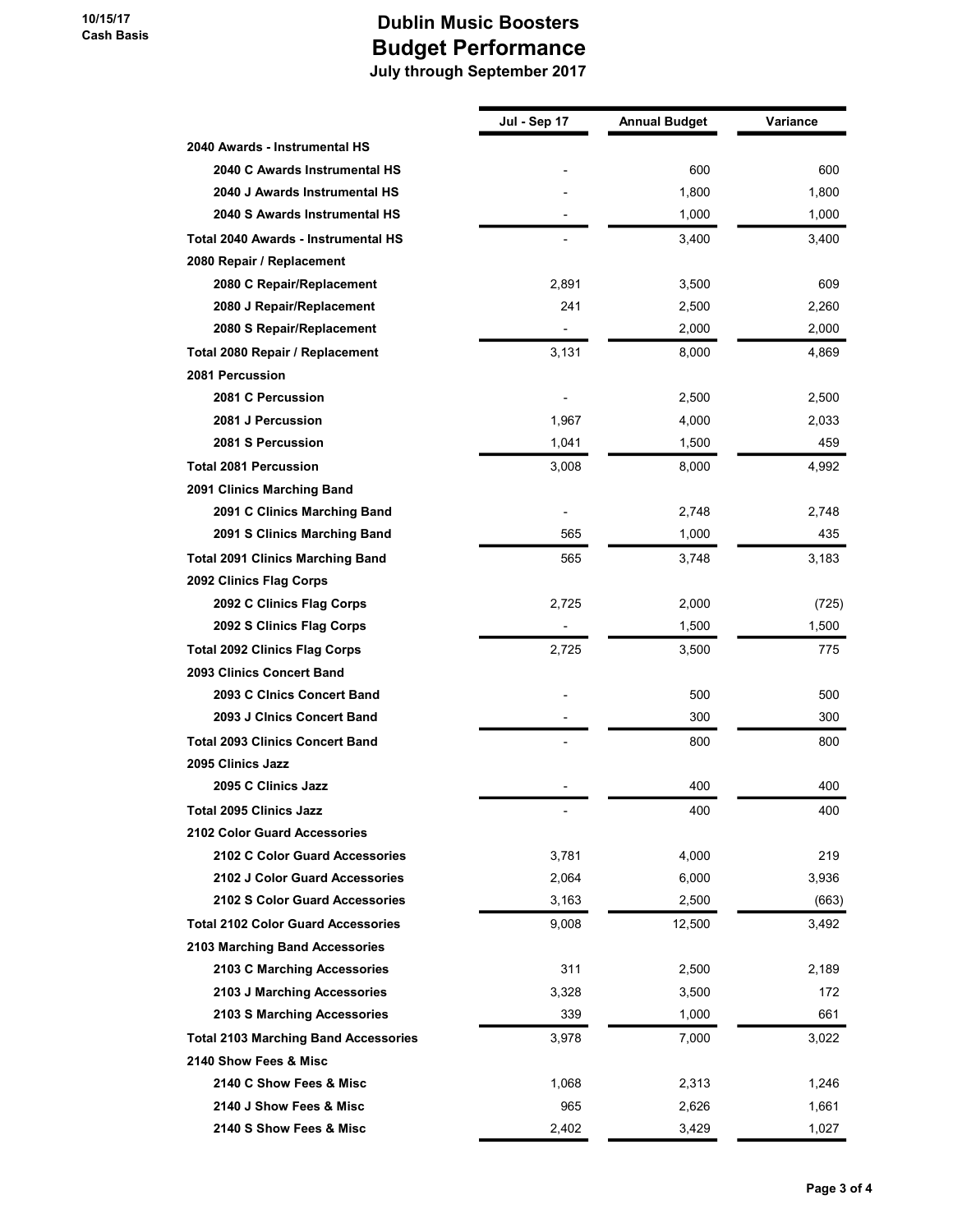10/15/17
Cash Basis

# Dublin Music Boosters
## Budget Performance
### July through September 2017

| | Jul - Sep 17 | Annual Budget | Variance |
|---|---|---|---|
| **2040 Awards - Instrumental HS** | | | |
| **2040 C Awards Instrumental HS** | - | 600 | 600 |
| **2040 J Awards Instrumental HS** | - | 1,800 | 1,800 |
| **2040 S Awards Instrumental HS** | - | 1,000 | 1,000 |
| **Total 2040 Awards - Instrumental HS** | - | 3,400 | 3,400 |
| **2080 Repair / Replacement** | | | |
| **2080 C Repair/Replacement** | 2,891 | 3,500 | 609 |
| **2080 J Repair/Replacement** | 241 | 2,500 | 2,260 |
| **2080 S Repair/Replacement** | - | 2,000 | 2,000 |
| **Total 2080 Repair / Replacement** | 3,131 | 8,000 | 4,869 |
| **2081 Percussion** | | | |
| **2081 C Percussion** | - | 2,500 | 2,500 |
| **2081 J Percussion** | 1,967 | 4,000 | 2,033 |
| **2081 S Percussion** | 1,041 | 1,500 | 459 |
| **Total 2081 Percussion** | 3,008 | 8,000 | 4,992 |
| **2091 Clinics Marching Band** | | | |
| **2091 C Clinics Marching Band** | - | 2,748 | 2,748 |
| **2091 S Clinics Marching Band** | 565 | 1,000 | 435 |
| **Total 2091 Clinics Marching Band** | 565 | 3,748 | 3,183 |
| **2092 Clinics Flag Corps** | | | |
| **2092 C Clinics Flag Corps** | 2,725 | 2,000 | (725) |
| **2092 S Clinics Flag Corps** | - | 1,500 | 1,500 |
| **Total 2092 Clinics Flag Corps** | 2,725 | 3,500 | 775 |
| **2093 Clinics Concert Band** | | | |
| **2093 C Clnics Concert Band** | - | 500 | 500 |
| **2093 J Clnics Concert Band** | - | 300 | 300 |
| **Total 2093 Clinics Concert Band** | - | 800 | 800 |
| **2095 Clinics Jazz** | | | |
| **2095 C Clinics Jazz** | - | 400 | 400 |
| **Total 2095 Clinics Jazz** | - | 400 | 400 |
| **2102 Color Guard Accessories** | | | |
| **2102 C Color Guard Accessories** | 3,781 | 4,000 | 219 |
| **2102 J Color Guard Accessories** | 2,064 | 6,000 | 3,936 |
| **2102 S Color Guard Accessories** | 3,163 | 2,500 | (663) |
| **Total 2102 Color Guard Accessories** | 9,008 | 12,500 | 3,492 |
| **2103 Marching Band Accessories** | | | |
| **2103 C Marching Accessories** | 311 | 2,500 | 2,189 |
| **2103 J Marching Accessories** | 3,328 | 3,500 | 172 |
| **2103 S Marching Accessories** | 339 | 1,000 | 661 |
| **Total 2103 Marching Band Accessories** | 3,978 | 7,000 | 3,022 |
| **2140 Show Fees & Misc** | | | |
| **2140 C Show Fees & Misc** | 1,068 | 2,313 | 1,246 |
| **2140 J Show Fees & Misc** | 965 | 2,626 | 1,661 |
| **2140 S Show Fees & Misc** | 2,402 | 3,429 | 1,027 |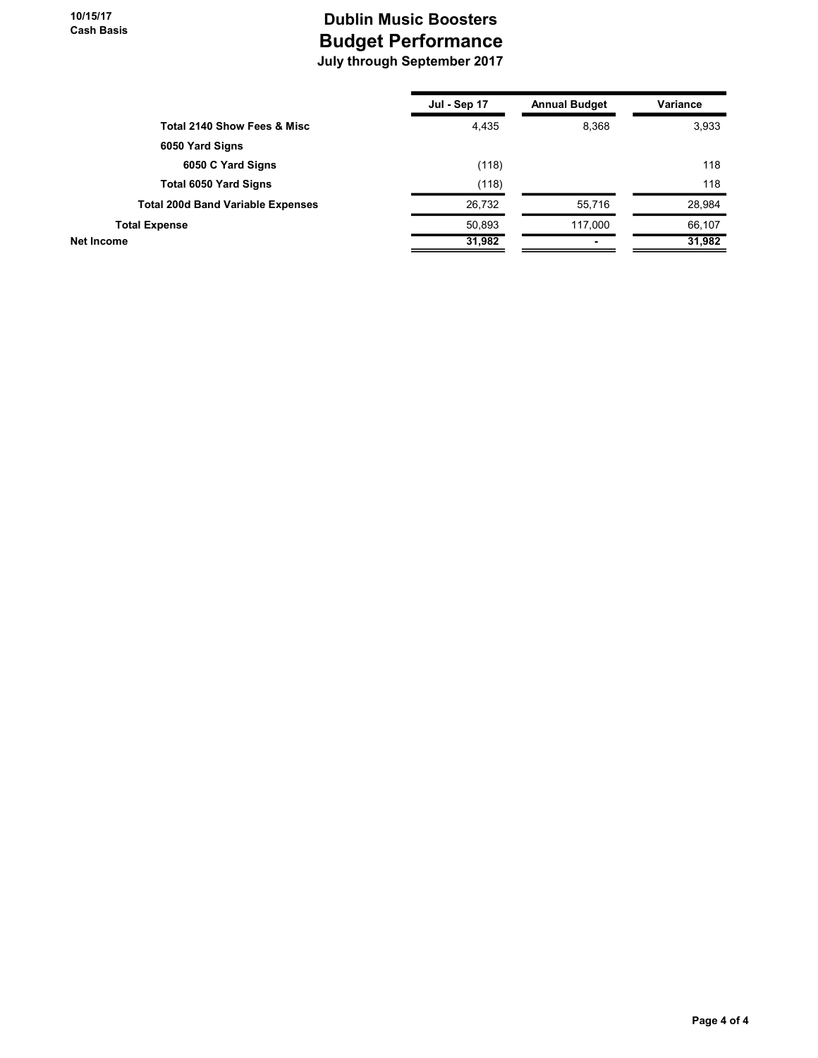10/15/17
Cash Basis

# Dublin Music Boosters
## Budget Performance
### July through September 2017

| | Jul - Sep 17 | Annual Budget | Variance |
|---|---|---|---|
| **Total 2140 Show Fees & Misc** | 4,435 | 8,368 | 3,933 |
| **6050 Yard Signs** | | | |
| **6050 C Yard Signs** | (118) | | 118 |
| **Total 6050 Yard Signs** | (118) | | 118 |
| **Total 200d Band Variable Expenses** | 26,732 | 55,716 | 28,984 |
| **Total Expense** | 50,893 | 117,000 | 66,107 |
| **Net Income** | **31,982** | **-** | **31,982** |